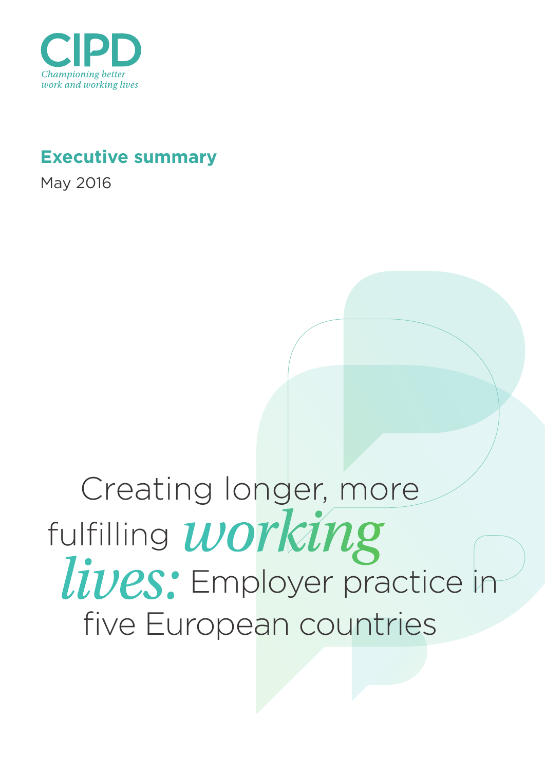CIPD

*Championing better work and working lives*

**Executive summary**

May 2016

# Creating longer, more fulfilling *working lives:* Employer practice in five European countries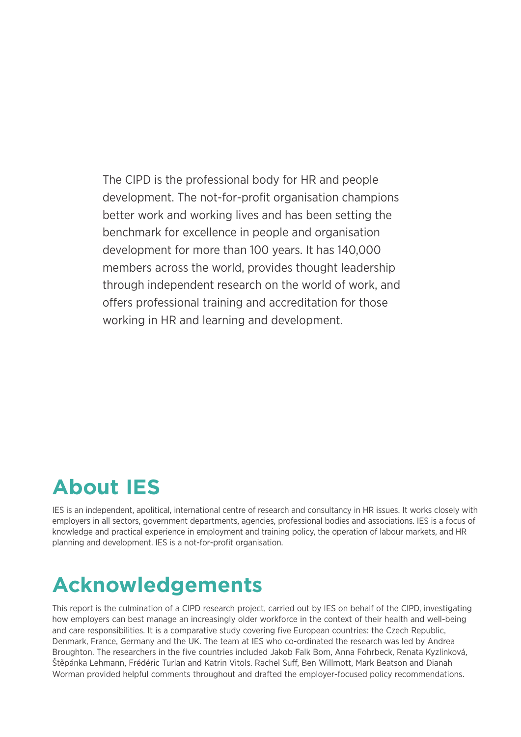The CIPD is the professional body for HR and people development. The not-for-profit organisation champions better work and working lives and has been setting the benchmark for excellence in people and organisation development for more than 100 years. It has 140,000 members across the world, provides thought leadership through independent research on the world of work, and offers professional training and accreditation for those working in HR and learning and development.

## About IES

IES is an independent, apolitical, international centre of research and consultancy in HR issues. It works closely with employers in all sectors, government departments, agencies, professional bodies and associations. IES is a focus of knowledge and practical experience in employment and training policy, the operation of labour markets, and HR planning and development. IES is a not-for-profit organisation.

## Acknowledgements

This report is the culmination of a CIPD research project, carried out by IES on behalf of the CIPD, investigating how employers can best manage an increasingly older workforce in the context of their health and well-being and care responsibilities. It is a comparative study covering five European countries: the Czech Republic, Denmark, France, Germany and the UK. The team at IES who co-ordinated the research was led by Andrea Broughton. The researchers in the five countries included Jakob Falk Bom, Anna Fohrbeck, Renata Kyzlinková, Štěpánka Lehmann, Frédéric Turlan and Katrin Vitols. Rachel Suff, Ben Willmott, Mark Beatson and Dianah Worman provided helpful comments throughout and drafted the employer-focused policy recommendations.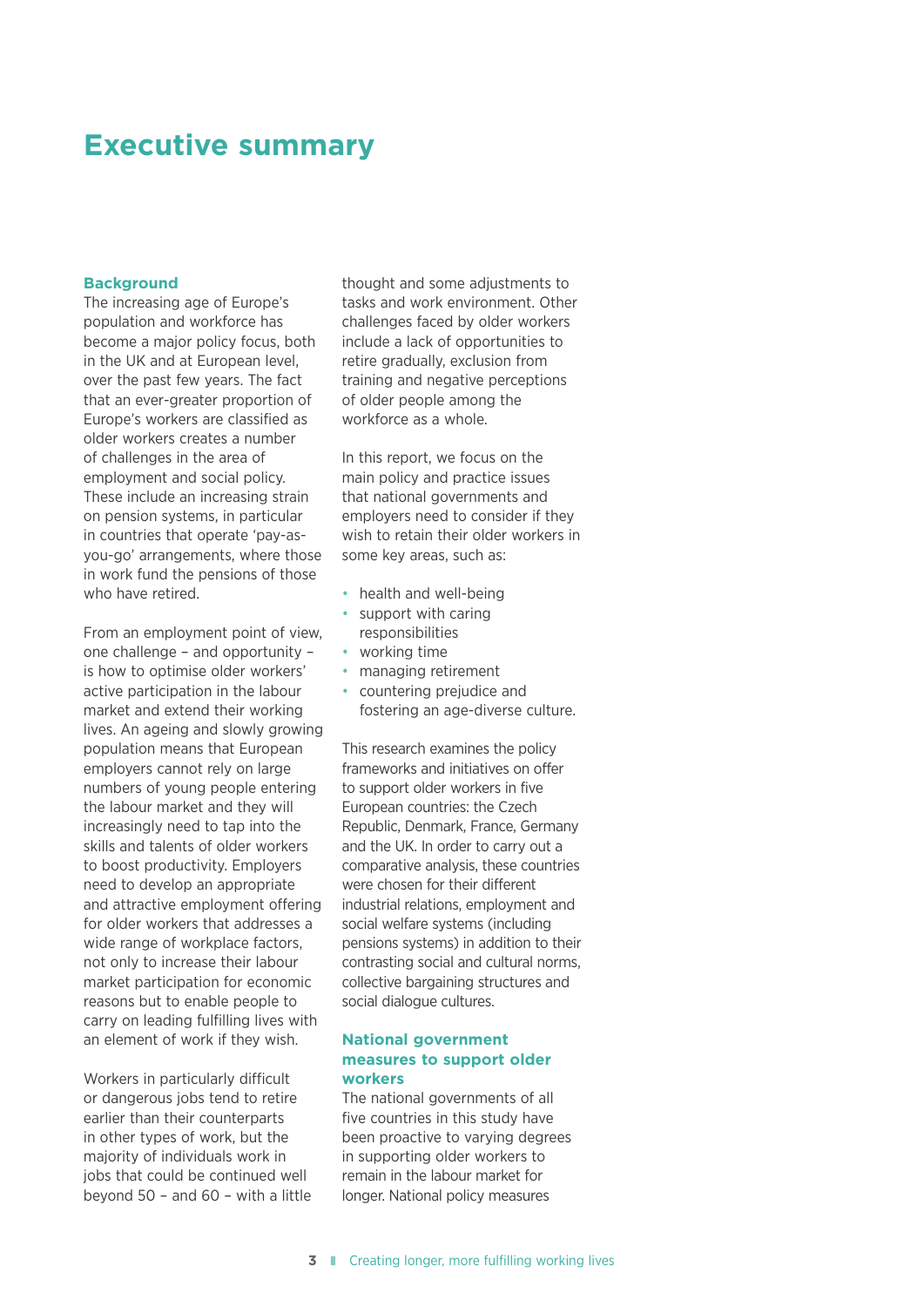# Executive summary

## Background

The increasing age of Europe's population and workforce has become a major policy focus, both in the UK and at European level, over the past few years. The fact that an ever-greater proportion of Europe's workers are classified as older workers creates a number of challenges in the area of employment and social policy. These include an increasing strain on pension systems, in particular in countries that operate 'pay-as-you-go' arrangements, where those in work fund the pensions of those who have retired.

From an employment point of view, one challenge – and opportunity – is how to optimise older workers' active participation in the labour market and extend their working lives. An ageing and slowly growing population means that European employers cannot rely on large numbers of young people entering the labour market and they will increasingly need to tap into the skills and talents of older workers to boost productivity. Employers need to develop an appropriate and attractive employment offering for older workers that addresses a wide range of workplace factors, not only to increase their labour market participation for economic reasons but to enable people to carry on leading fulfilling lives with an element of work if they wish.

Workers in particularly difficult or dangerous jobs tend to retire earlier than their counterparts in other types of work, but the majority of individuals work in jobs that could be continued well beyond 50 – and 60 – with a little thought and some adjustments to tasks and work environment. Other challenges faced by older workers include a lack of opportunities to retire gradually, exclusion from training and negative perceptions of older people among the workforce as a whole.

In this report, we focus on the main policy and practice issues that national governments and employers need to consider if they wish to retain their older workers in some key areas, such as:

- health and well-being
- support with caring responsibilities
- working time
- managing retirement
- countering prejudice and fostering an age-diverse culture.

This research examines the policy frameworks and initiatives on offer to support older workers in five European countries: the Czech Republic, Denmark, France, Germany and the UK. In order to carry out a comparative analysis, these countries were chosen for their different industrial relations, employment and social welfare systems (including pensions systems) in addition to their contrasting social and cultural norms, collective bargaining structures and social dialogue cultures.

## National government measures to support older workers

The national governments of all five countries in this study have been proactive to varying degrees in supporting older workers to remain in the labour market for longer. National policy measures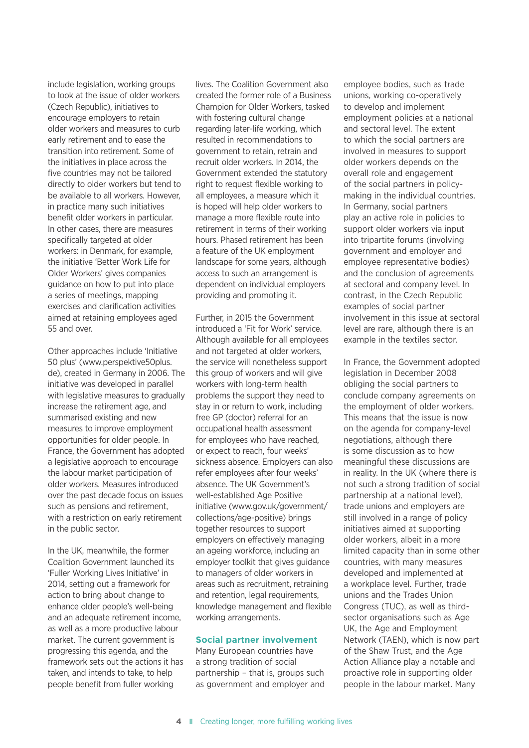include legislation, working groups to look at the issue of older workers (Czech Republic), initiatives to encourage employers to retain older workers and measures to curb early retirement and to ease the transition into retirement. Some of the initiatives in place across the five countries may not be tailored directly to older workers but tend to be available to all workers. However, in practice many such initiatives benefit older workers in particular. In other cases, there are measures specifically targeted at older workers: in Denmark, for example, the initiative 'Better Work Life for Older Workers' gives companies guidance on how to put into place a series of meetings, mapping exercises and clarification activities aimed at retaining employees aged 55 and over.

Other approaches include 'Initiative 50 plus' (www.perspektive50plus.de), created in Germany in 2006. The initiative was developed in parallel with legislative measures to gradually increase the retirement age, and summarised existing and new measures to improve employment opportunities for older people. In France, the Government has adopted a legislative approach to encourage the labour market participation of older workers. Measures introduced over the past decade focus on issues such as pensions and retirement, with a restriction on early retirement in the public sector.

In the UK, meanwhile, the former Coalition Government launched its 'Fuller Working Lives Initiative' in 2014, setting out a framework for action to bring about change to enhance older people's well-being and an adequate retirement income, as well as a more productive labour market. The current government is progressing this agenda, and the framework sets out the actions it has taken, and intends to take, to help people benefit from fuller working lives. The Coalition Government also created the former role of a Business Champion for Older Workers, tasked with fostering cultural change regarding later-life working, which resulted in recommendations to government to retain, retrain and recruit older workers. In 2014, the Government extended the statutory right to request flexible working to all employees, a measure which it is hoped will help older workers to manage a more flexible route into retirement in terms of their working hours. Phased retirement has been a feature of the UK employment landscape for some years, although access to such an arrangement is dependent on individual employers providing and promoting it.

Further, in 2015 the Government introduced a 'Fit for Work' service. Although available for all employees and not targeted at older workers, the service will nonetheless support this group of workers and will give workers with long-term health problems the support they need to stay in or return to work, including free GP (doctor) referral for an occupational health assessment for employees who have reached, or expect to reach, four weeks' sickness absence. Employers can also refer employees after four weeks' absence. The UK Government's well-established Age Positive initiative (www.gov.uk/government/collections/age-positive) brings together resources to support employers on effectively managing an ageing workforce, including an employer toolkit that gives guidance to managers of older workers in areas such as recruitment, retraining and retention, legal requirements, knowledge management and flexible working arrangements.

## Social partner involvement

Many European countries have a strong tradition of social partnership – that is, groups such as government and employer and employee bodies, such as trade unions, working co-operatively to develop and implement employment policies at a national and sectoral level. The extent to which the social partners are involved in measures to support older workers depends on the overall role and engagement of the social partners in policy-making in the individual countries. In Germany, social partners play an active role in policies to support older workers via input into tripartite forums (involving government and employer and employee representative bodies) and the conclusion of agreements at sectoral and company level. In contrast, in the Czech Republic examples of social partner involvement in this issue at sectoral level are rare, although there is an example in the textiles sector.

In France, the Government adopted legislation in December 2008 obliging the social partners to conclude company agreements on the employment of older workers. This means that the issue is now on the agenda for company-level negotiations, although there is some discussion as to how meaningful these discussions are in reality. In the UK (where there is not such a strong tradition of social partnership at a national level), trade unions and employers are still involved in a range of policy initiatives aimed at supporting older workers, albeit in a more limited capacity than in some other countries, with many measures developed and implemented at a workplace level. Further, trade unions and the Trades Union Congress (TUC), as well as third-sector organisations such as Age UK, the Age and Employment Network (TAEN), which is now part of the Shaw Trust, and the Age Action Alliance play a notable and proactive role in supporting older people in the labour market. Many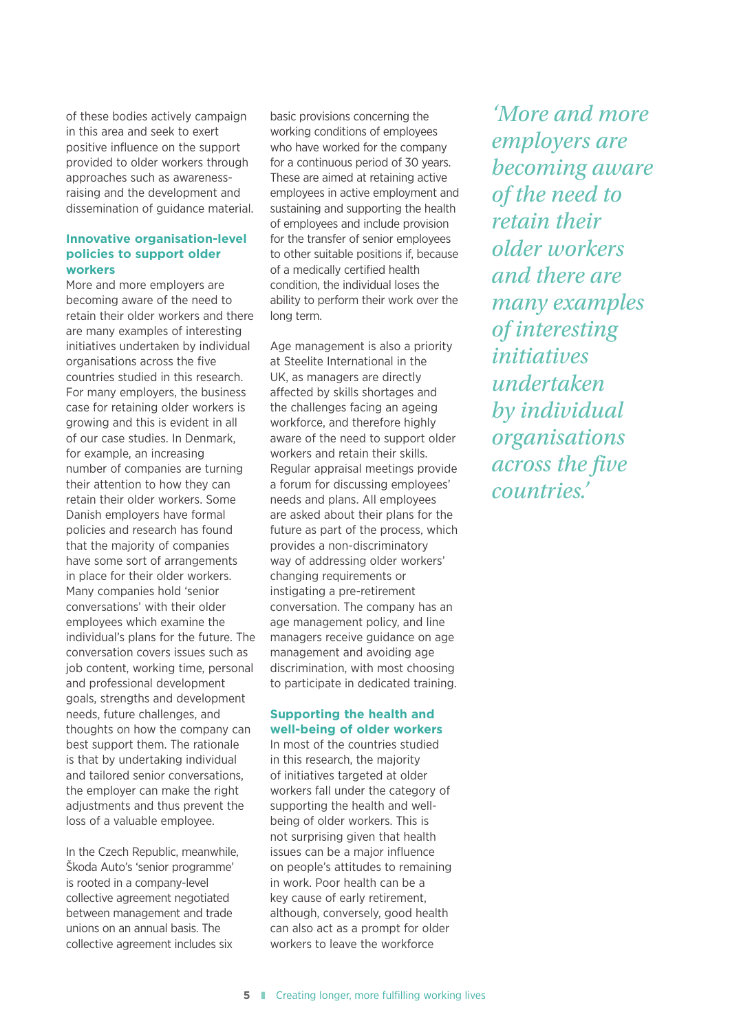of these bodies actively campaign in this area and seek to exert positive influence on the support provided to older workers through approaches such as awareness-raising and the development and dissemination of guidance material.

### Innovative organisation-level policies to support older workers

More and more employers are becoming aware of the need to retain their older workers and there are many examples of interesting initiatives undertaken by individual organisations across the five countries studied in this research. For many employers, the business case for retaining older workers is growing and this is evident in all of our case studies. In Denmark, for example, an increasing number of companies are turning their attention to how they can retain their older workers. Some Danish employers have formal policies and research has found that the majority of companies have some sort of arrangements in place for their older workers. Many companies hold 'senior conversations' with their older employees which examine the individual's plans for the future. The conversation covers issues such as job content, working time, personal and professional development goals, strengths and development needs, future challenges, and thoughts on how the company can best support them. The rationale is that by undertaking individual and tailored senior conversations, the employer can make the right adjustments and thus prevent the loss of a valuable employee.

In the Czech Republic, meanwhile, Škoda Auto's 'senior programme' is rooted in a company-level collective agreement negotiated between management and trade unions on an annual basis. The collective agreement includes six basic provisions concerning the working conditions of employees who have worked for the company for a continuous period of 30 years. These are aimed at retaining active employees in active employment and sustaining and supporting the health of employees and include provision for the transfer of senior employees to other suitable positions if, because of a medically certified health condition, the individual loses the ability to perform their work over the long term.

Age management is also a priority at Steelite International in the UK, as managers are directly affected by skills shortages and the challenges facing an ageing workforce, and therefore highly aware of the need to support older workers and retain their skills. Regular appraisal meetings provide a forum for discussing employees' needs and plans. All employees are asked about their plans for the future as part of the process, which provides a non-discriminatory way of addressing older workers' changing requirements or instigating a pre-retirement conversation. The company has an age management policy, and line managers receive guidance on age management and avoiding age discrimination, with most choosing to participate in dedicated training.

### Supporting the health and well-being of older workers

In most of the countries studied in this research, the majority of initiatives targeted at older workers fall under the category of supporting the health and well-being of older workers. This is not surprising given that health issues can be a major influence on people's attitudes to remaining in work. Poor health can be a key cause of early retirement, although, conversely, good health can also act as a prompt for older workers to leave the workforce

*'More and more employers are becoming aware of the need to retain their older workers and there are many examples of interesting initiatives undertaken by individual organisations across the five countries.'*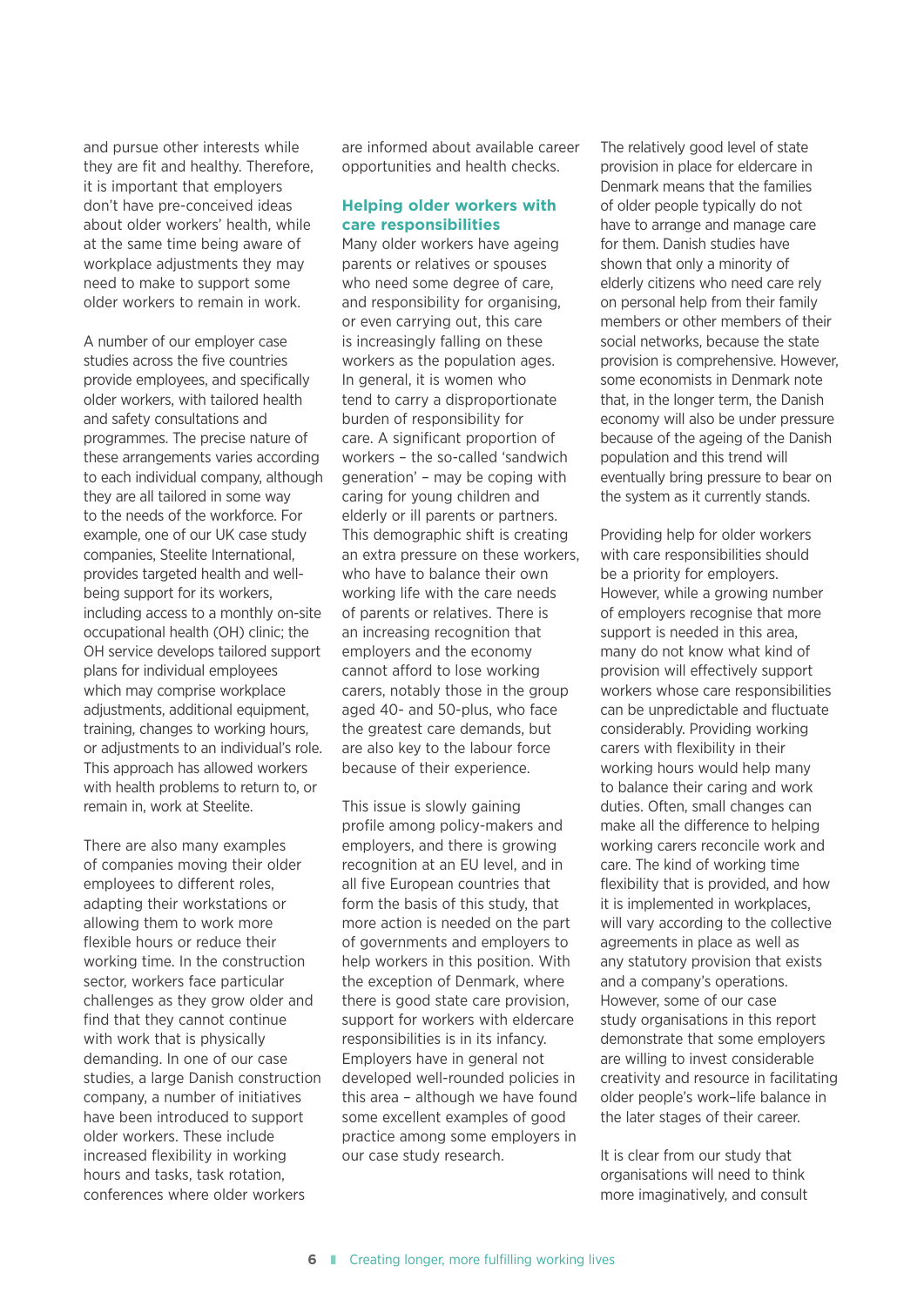and pursue other interests while they are fit and healthy. Therefore, it is important that employers don't have pre-conceived ideas about older workers' health, while at the same time being aware of workplace adjustments they may need to make to support some older workers to remain in work.

A number of our employer case studies across the five countries provide employees, and specifically older workers, with tailored health and safety consultations and programmes. The precise nature of these arrangements varies according to each individual company, although they are all tailored in some way to the needs of the workforce. For example, one of our UK case study companies, Steelite International, provides targeted health and well-being support for its workers, including access to a monthly on-site occupational health (OH) clinic; the OH service develops tailored support plans for individual employees which may comprise workplace adjustments, additional equipment, training, changes to working hours, or adjustments to an individual's role. This approach has allowed workers with health problems to return to, or remain in, work at Steelite.

There are also many examples of companies moving their older employees to different roles, adapting their workstations or allowing them to work more flexible hours or reduce their working time. In the construction sector, workers face particular challenges as they grow older and find that they cannot continue with work that is physically demanding. In one of our case studies, a large Danish construction company, a number of initiatives have been introduced to support older workers. These include increased flexibility in working hours and tasks, task rotation, conferences where older workers are informed about available career opportunities and health checks.

### Helping older workers with care responsibilities

Many older workers have ageing parents or relatives or spouses who need some degree of care, and responsibility for organising, or even carrying out, this care is increasingly falling on these workers as the population ages. In general, it is women who tend to carry a disproportionate burden of responsibility for care. A significant proportion of workers – the so-called 'sandwich generation' – may be coping with caring for young children and elderly or ill parents or partners. This demographic shift is creating an extra pressure on these workers, who have to balance their own working life with the care needs of parents or relatives. There is an increasing recognition that employers and the economy cannot afford to lose working carers, notably those in the group aged 40- and 50-plus, who face the greatest care demands, but are also key to the labour force because of their experience.

This issue is slowly gaining profile among policy-makers and employers, and there is growing recognition at an EU level, and in all five European countries that form the basis of this study, that more action is needed on the part of governments and employers to help workers in this position. With the exception of Denmark, where there is good state care provision, support for workers with eldercare responsibilities is in its infancy. Employers have in general not developed well-rounded policies in this area – although we have found some excellent examples of good practice among some employers in our case study research.

The relatively good level of state provision in place for eldercare in Denmark means that the families of older people typically do not have to arrange and manage care for them. Danish studies have shown that only a minority of elderly citizens who need care rely on personal help from their family members or other members of their social networks, because the state provision is comprehensive. However, some economists in Denmark note that, in the longer term, the Danish economy will also be under pressure because of the ageing of the Danish population and this trend will eventually bring pressure to bear on the system as it currently stands.

Providing help for older workers with care responsibilities should be a priority for employers. However, while a growing number of employers recognise that more support is needed in this area, many do not know what kind of provision will effectively support workers whose care responsibilities can be unpredictable and fluctuate considerably. Providing working carers with flexibility in their working hours would help many to balance their caring and work duties. Often, small changes can make all the difference to helping working carers reconcile work and care. The kind of working time flexibility that is provided, and how it is implemented in workplaces, will vary according to the collective agreements in place as well as any statutory provision that exists and a company's operations. However, some of our case study organisations in this report demonstrate that some employers are willing to invest considerable creativity and resource in facilitating older people's work–life balance in the later stages of their career.

It is clear from our study that organisations will need to think more imaginatively, and consult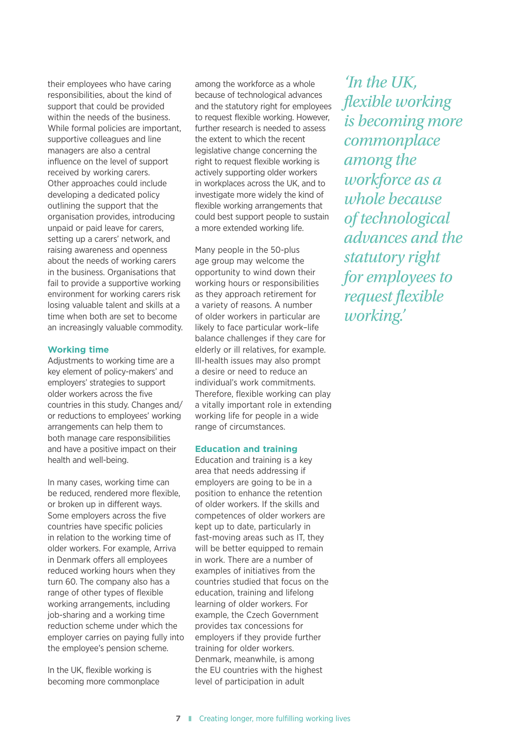their employees who have caring responsibilities, about the kind of support that could be provided within the needs of the business. While formal policies are important, supportive colleagues and line managers are also a central influence on the level of support received by working carers. Other approaches could include developing a dedicated policy outlining the support that the organisation provides, introducing unpaid or paid leave for carers, setting up a carers' network, and raising awareness and openness about the needs of working carers in the business. Organisations that fail to provide a supportive working environment for working carers risk losing valuable talent and skills at a time when both are set to become an increasingly valuable commodity.

### Working time

Adjustments to working time are a key element of policy-makers' and employers' strategies to support older workers across the five countries in this study. Changes and/or reductions to employees' working arrangements can help them to both manage care responsibilities and have a positive impact on their health and well-being.

In many cases, working time can be reduced, rendered more flexible, or broken up in different ways. Some employers across the five countries have specific policies in relation to the working time of older workers. For example, Arriva in Denmark offers all employees reduced working hours when they turn 60. The company also has a range of other types of flexible working arrangements, including job-sharing and a working time reduction scheme under which the employer carries on paying fully into the employee's pension scheme.

In the UK, flexible working is becoming more commonplace among the workforce as a whole because of technological advances and the statutory right for employees to request flexible working. However, further research is needed to assess the extent to which the recent legislative change concerning the right to request flexible working is actively supporting older workers in workplaces across the UK, and to investigate more widely the kind of flexible working arrangements that could best support people to sustain a more extended working life.

Many people in the 50-plus age group may welcome the opportunity to wind down their working hours or responsibilities as they approach retirement for a variety of reasons. A number of older workers in particular are likely to face particular work–life balance challenges if they care for elderly or ill relatives, for example. Ill-health issues may also prompt a desire or need to reduce an individual's work commitments. Therefore, flexible working can play a vitally important role in extending working life for people in a wide range of circumstances.

### Education and training

Education and training is a key area that needs addressing if employers are going to be in a position to enhance the retention of older workers. If the skills and competences of older workers are kept up to date, particularly in fast-moving areas such as IT, they will be better equipped to remain in work. There are a number of examples of initiatives from the countries studied that focus on the education, training and lifelong learning of older workers. For example, the Czech Government provides tax concessions for employers if they provide further training for older workers. Denmark, meanwhile, is among the EU countries with the highest level of participation in adult

> *'In the UK, flexible working is becoming more commonplace among the workforce as a whole because of technological advances and the statutory right for employees to request flexible working.'*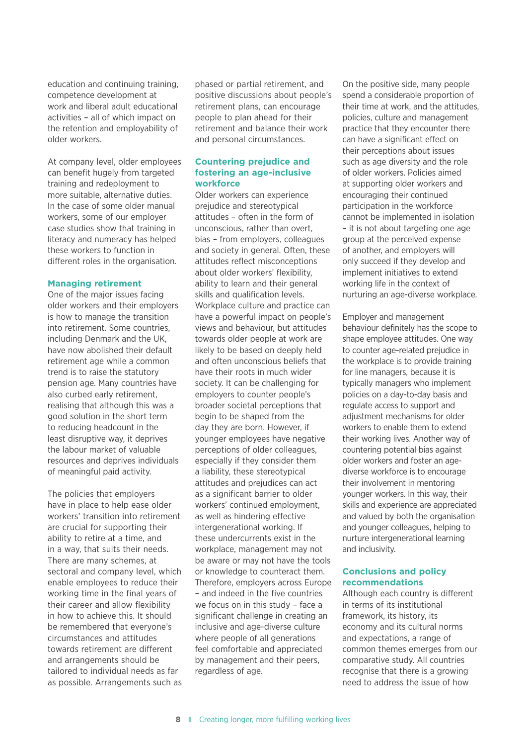education and continuing training, competence development at work and liberal adult educational activities – all of which impact on the retention and employability of older workers.

At company level, older employees can benefit hugely from targeted training and redeployment to more suitable, alternative duties. In the case of some older manual workers, some of our employer case studies show that training in literacy and numeracy has helped these workers to function in different roles in the organisation.

### Managing retirement

One of the major issues facing older workers and their employers is how to manage the transition into retirement. Some countries, including Denmark and the UK, have now abolished their default retirement age while a common trend is to raise the statutory pension age. Many countries have also curbed early retirement, realising that although this was a good solution in the short term to reducing headcount in the least disruptive way, it deprives the labour market of valuable resources and deprives individuals of meaningful paid activity.

The policies that employers have in place to help ease older workers' transition into retirement are crucial for supporting their ability to retire at a time, and in a way, that suits their needs. There are many schemes, at sectoral and company level, which enable employees to reduce their working time in the final years of their career and allow flexibility in how to achieve this. It should be remembered that everyone's circumstances and attitudes towards retirement are different and arrangements should be tailored to individual needs as far as possible. Arrangements such as phased or partial retirement, and positive discussions about people's retirement plans, can encourage people to plan ahead for their retirement and balance their work and personal circumstances.

### Countering prejudice and fostering an age-inclusive workforce

Older workers can experience prejudice and stereotypical attitudes – often in the form of unconscious, rather than overt, bias – from employers, colleagues and society in general. Often, these attitudes reflect misconceptions about older workers' flexibility, ability to learn and their general skills and qualification levels. Workplace culture and practice can have a powerful impact on people's views and behaviour, but attitudes towards older people at work are likely to be based on deeply held and often unconscious beliefs that have their roots in much wider society. It can be challenging for employers to counter people's broader societal perceptions that begin to be shaped from the day they are born. However, if younger employees have negative perceptions of older colleagues, especially if they consider them a liability, these stereotypical attitudes and prejudices can act as a significant barrier to older workers' continued employment, as well as hindering effective intergenerational working. If these undercurrents exist in the workplace, management may not be aware or may not have the tools or knowledge to counteract them. Therefore, employers across Europe – and indeed in the five countries we focus on in this study – face a significant challenge in creating an inclusive and age-diverse culture where people of all generations feel comfortable and appreciated by management and their peers, regardless of age.

On the positive side, many people spend a considerable proportion of their time at work, and the attitudes, policies, culture and management practice that they encounter there can have a significant effect on their perceptions about issues such as age diversity and the role of older workers. Policies aimed at supporting older workers and encouraging their continued participation in the workforce cannot be implemented in isolation – it is not about targeting one age group at the perceived expense of another, and employers will only succeed if they develop and implement initiatives to extend working life in the context of nurturing an age-diverse workplace.

Employer and management behaviour definitely has the scope to shape employee attitudes. One way to counter age-related prejudice in the workplace is to provide training for line managers, because it is typically managers who implement policies on a day-to-day basis and regulate access to support and adjustment mechanisms for older workers to enable them to extend their working lives. Another way of countering potential bias against older workers and foster an age-diverse workforce is to encourage their involvement in mentoring younger workers. In this way, their skills and experience are appreciated and valued by both the organisation and younger colleagues, helping to nurture intergenerational learning and inclusivity.

### Conclusions and policy recommendations

Although each country is different in terms of its institutional framework, its history, its economy and its cultural norms and expectations, a range of common themes emerges from our comparative study. All countries recognise that there is a growing need to address the issue of how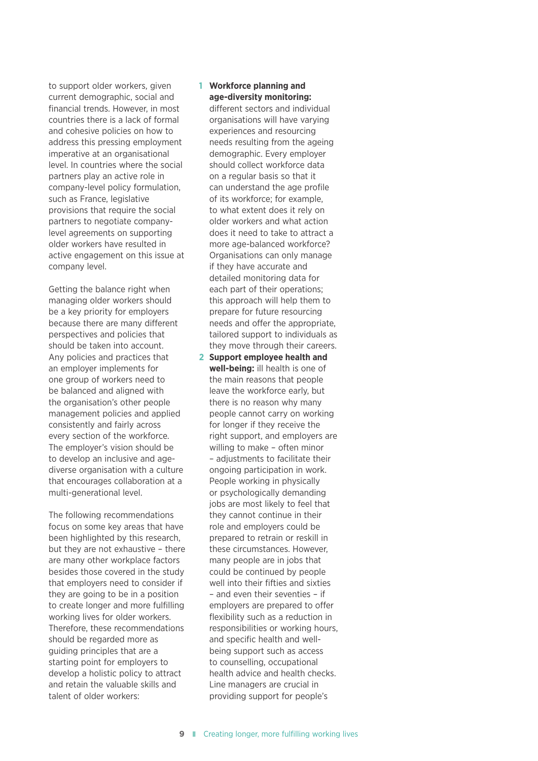to support older workers, given current demographic, social and financial trends. However, in most countries there is a lack of formal and cohesive policies on how to address this pressing employment imperative at an organisational level. In countries where the social partners play an active role in company-level policy formulation, such as France, legislative provisions that require the social partners to negotiate company-level agreements on supporting older workers have resulted in active engagement on this issue at company level.

Getting the balance right when managing older workers should be a key priority for employers because there are many different perspectives and policies that should be taken into account. Any policies and practices that an employer implements for one group of workers need to be balanced and aligned with the organisation's other people management policies and applied consistently and fairly across every section of the workforce. The employer's vision should be to develop an inclusive and age-diverse organisation with a culture that encourages collaboration at a multi-generational level.

The following recommendations focus on some key areas that have been highlighted by this research, but they are not exhaustive – there are many other workplace factors besides those covered in the study that employers need to consider if they are going to be in a position to create longer and more fulfilling working lives for older workers. Therefore, these recommendations should be regarded more as guiding principles that are a starting point for employers to develop a holistic policy to attract and retain the valuable skills and talent of older workers:

1. **Workforce planning and age-diversity monitoring:** different sectors and individual organisations will have varying experiences and resourcing needs resulting from the ageing demographic. Every employer should collect workforce data on a regular basis so that it can understand the age profile of its workforce; for example, to what extent does it rely on older workers and what action does it need to take to attract a more age-balanced workforce? Organisations can only manage if they have accurate and detailed monitoring data for each part of their operations; this approach will help them to prepare for future resourcing needs and offer the appropriate, tailored support to individuals as they move through their careers.
2. **Support employee health and well-being:** ill health is one of the main reasons that people leave the workforce early, but there is no reason why many people cannot carry on working for longer if they receive the right support, and employers are willing to make – often minor – adjustments to facilitate their ongoing participation in work. People working in physically or psychologically demanding jobs are most likely to feel that they cannot continue in their role and employers could be prepared to retrain or reskill in these circumstances. However, many people are in jobs that could be continued by people well into their fifties and sixties – and even their seventies – if employers are prepared to offer flexibility such as a reduction in responsibilities or working hours, and specific health and well-being support such as access to counselling, occupational health advice and health checks. Line managers are crucial in providing support for people's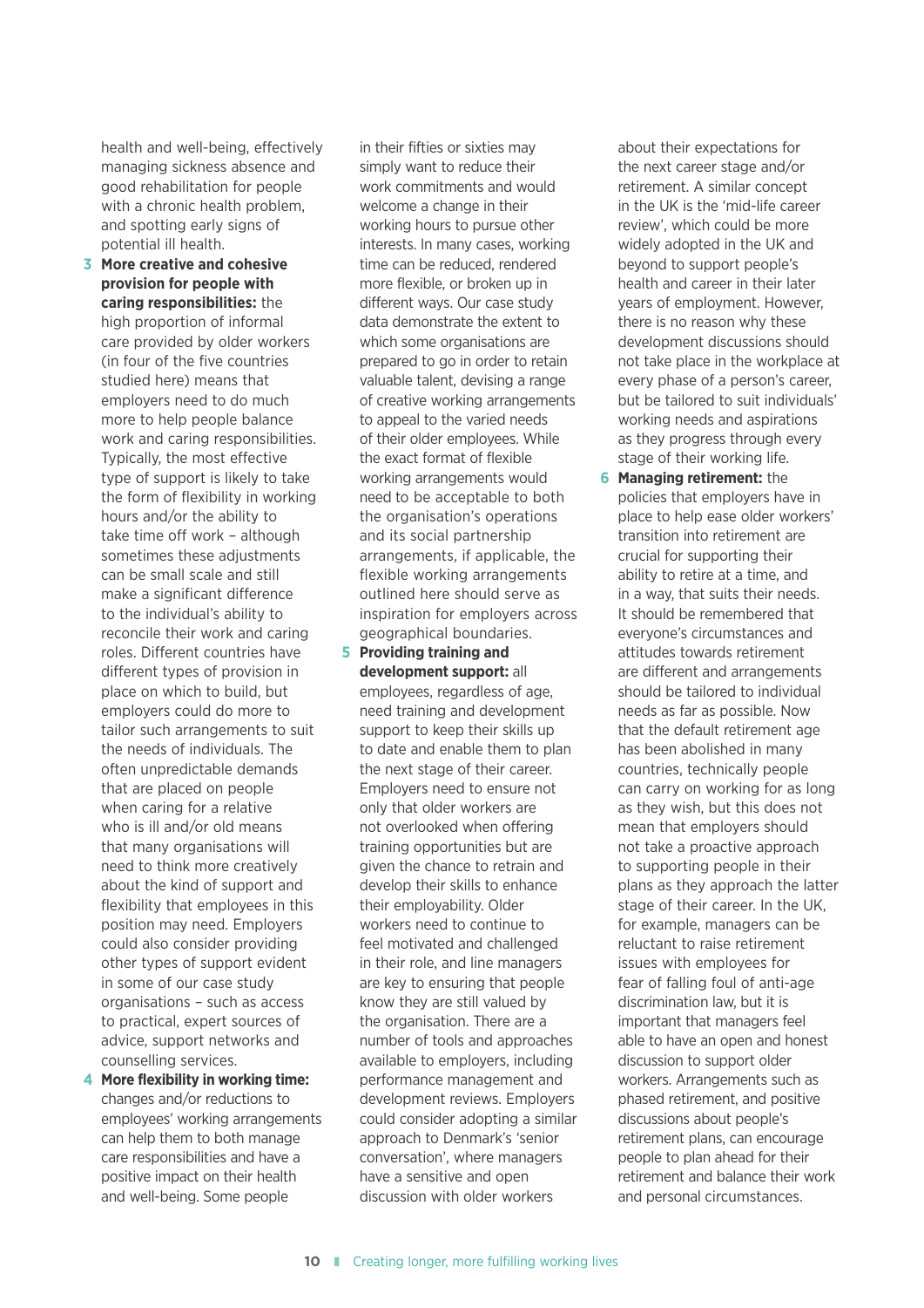health and well-being, effectively managing sickness absence and good rehabilitation for people with a chronic health problem, and spotting early signs of potential ill health.

3. **More creative and cohesive provision for people with caring responsibilities:** the high proportion of informal care provided by older workers (in four of the five countries studied here) means that employers need to do much more to help people balance work and caring responsibilities. Typically, the most effective type of support is likely to take the form of flexibility in working hours and/or the ability to take time off work – although sometimes these adjustments can be small scale and still make a significant difference to the individual's ability to reconcile their work and caring roles. Different countries have different types of provision in place on which to build, but employers could do more to tailor such arrangements to suit the needs of individuals. The often unpredictable demands that are placed on people when caring for a relative who is ill and/or old means that many organisations will need to think more creatively about the kind of support and flexibility that employees in this position may need. Employers could also consider providing other types of support evident in some of our case study organisations – such as access to practical, expert sources of advice, support networks and counselling services.

4. **More flexibility in working time:** changes and/or reductions to employees' working arrangements can help them to both manage care responsibilities and have a positive impact on their health and well-being. Some people in their fifties or sixties may simply want to reduce their work commitments and would welcome a change in their working hours to pursue other interests. In many cases, working time can be reduced, rendered more flexible, or broken up in different ways. Our case study data demonstrate the extent to which some organisations are prepared to go in order to retain valuable talent, devising a range of creative working arrangements to appeal to the varied needs of their older employees. While the exact format of flexible working arrangements would need to be acceptable to both the organisation's operations and its social partnership arrangements, if applicable, the flexible working arrangements outlined here should serve as inspiration for employers across geographical boundaries.

5. **Providing training and development support:** all employees, regardless of age, need training and development support to keep their skills up to date and enable them to plan the next stage of their career. Employers need to ensure not only that older workers are not overlooked when offering training opportunities but are given the chance to retrain and develop their skills to enhance their employability. Older workers need to continue to feel motivated and challenged in their role, and line managers are key to ensuring that people know they are still valued by the organisation. There are a number of tools and approaches available to employers, including performance management and development reviews. Employers could consider adopting a similar approach to Denmark's 'senior conversation', where managers have a sensitive and open discussion with older workers about their expectations for the next career stage and/or retirement. A similar concept in the UK is the 'mid-life career review', which could be more widely adopted in the UK and beyond to support people's health and career in their later years of employment. However, there is no reason why these development discussions should not take place in the workplace at every phase of a person's career, but be tailored to suit individuals' working needs and aspirations as they progress through every stage of their working life.

6. **Managing retirement:** the policies that employers have in place to help ease older workers' transition into retirement are crucial for supporting their ability to retire at a time, and in a way, that suits their needs. It should be remembered that everyone's circumstances and attitudes towards retirement are different and arrangements should be tailored to individual needs as far as possible. Now that the default retirement age has been abolished in many countries, technically people can carry on working for as long as they wish, but this does not mean that employers should not take a proactive approach to supporting people in their plans as they approach the latter stage of their career. In the UK, for example, managers can be reluctant to raise retirement issues with employees for fear of falling foul of anti-age discrimination law, but it is important that managers feel able to have an open and honest discussion to support older workers. Arrangements such as phased retirement, and positive discussions about people's retirement plans, can encourage people to plan ahead for their retirement and balance their work and personal circumstances.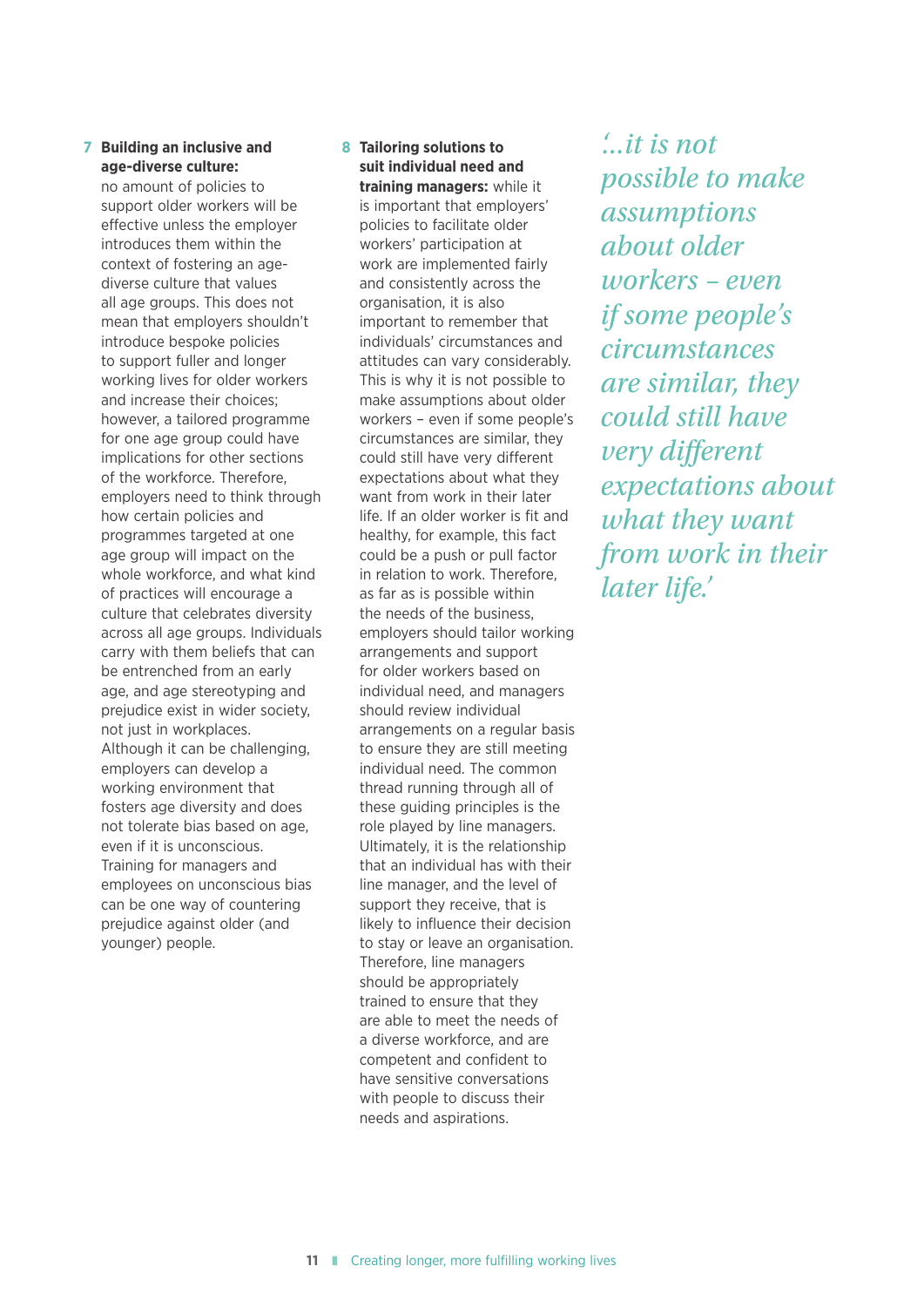**7 Building an inclusive and age-diverse culture:** no amount of policies to support older workers will be effective unless the employer introduces them within the context of fostering an age-diverse culture that values all age groups. This does not mean that employers shouldn't introduce bespoke policies to support fuller and longer working lives for older workers and increase their choices; however, a tailored programme for one age group could have implications for other sections of the workforce. Therefore, employers need to think through how certain policies and programmes targeted at one age group will impact on the whole workforce, and what kind of practices will encourage a culture that celebrates diversity across all age groups. Individuals carry with them beliefs that can be entrenched from an early age, and age stereotyping and prejudice exist in wider society, not just in workplaces. Although it can be challenging, employers can develop a working environment that fosters age diversity and does not tolerate bias based on age, even if it is unconscious. Training for managers and employees on unconscious bias can be one way of countering prejudice against older (and younger) people.

**8 Tailoring solutions to suit individual need and training managers:** while it is important that employers' policies to facilitate older workers' participation at work are implemented fairly and consistently across the organisation, it is also important to remember that individuals' circumstances and attitudes can vary considerably. This is why it is not possible to make assumptions about older workers – even if some people's circumstances are similar, they could still have very different expectations about what they want from work in their later life. If an older worker is fit and healthy, for example, this fact could be a push or pull factor in relation to work. Therefore, as far as is possible within the needs of the business, employers should tailor working arrangements and support for older workers based on individual need, and managers should review individual arrangements on a regular basis to ensure they are still meeting individual need. The common thread running through all of these guiding principles is the role played by line managers. Ultimately, it is the relationship that an individual has with their line manager, and the level of support they receive, that is likely to influence their decision to stay or leave an organisation. Therefore, line managers should be appropriately trained to ensure that they are able to meet the needs of a diverse workforce, and are competent and confident to have sensitive conversations with people to discuss their needs and aspirations.

> *'...it is not possible to make assumptions about older workers – even if some people's circumstances are similar, they could still have very different expectations about what they want from work in their later life.'*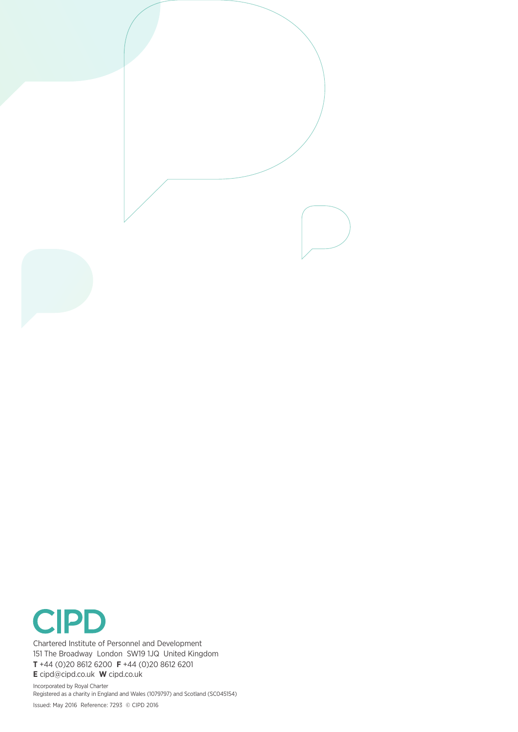CIPD

Chartered Institute of Personnel and Development
151 The Broadway London SW19 1JQ United Kingdom
**T** +44 (0)20 8612 6200 **F** +44 (0)20 8612 6201
**E** cipd@cipd.co.uk **W** cipd.co.uk

Incorporated by Royal Charter
Registered as a charity in England and Wales (1079797) and Scotland (SC045154)

Issued: May 2016 Reference: 7293 © CIPD 2016